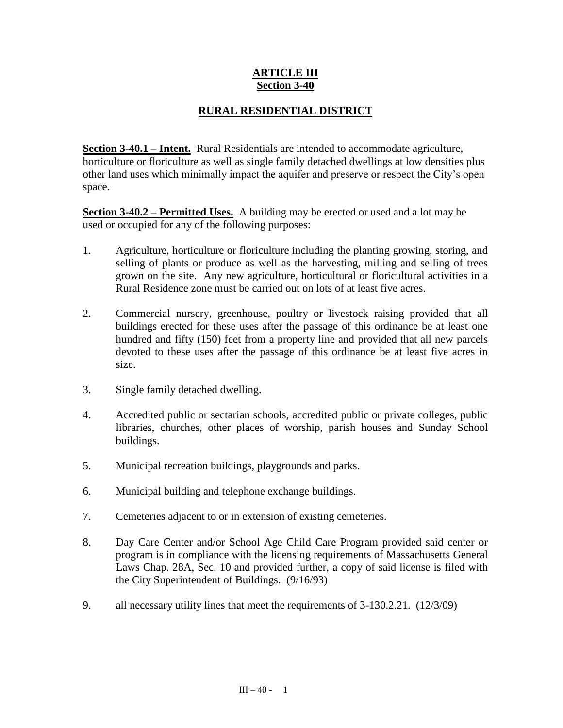# ARTICLE III
# Section 3-40

## RURAL RESIDENTIAL DISTRICT

**Section 3-40.1 – Intent.** Rural Residentials are intended to accommodate agriculture, horticulture or floriculture as well as single family detached dwellings at low densities plus other land uses which minimally impact the aquifer and preserve or respect the City's open space.

**Section 3-40.2 – Permitted Uses.** A building may be erected or used and a lot may be used or occupied for any of the following purposes:

1. Agriculture, horticulture or floriculture including the planting growing, storing, and selling of plants or produce as well as the harvesting, milling and selling of trees grown on the site. Any new agriculture, horticultural or floricultural activities in a Rural Residence zone must be carried out on lots of at least five acres.

2. Commercial nursery, greenhouse, poultry or livestock raising provided that all buildings erected for these uses after the passage of this ordinance be at least one hundred and fifty (150) feet from a property line and provided that all new parcels devoted to these uses after the passage of this ordinance be at least five acres in size.

3. Single family detached dwelling.

4. Accredited public or sectarian schools, accredited public or private colleges, public libraries, churches, other places of worship, parish houses and Sunday School buildings.

5. Municipal recreation buildings, playgrounds and parks.

6. Municipal building and telephone exchange buildings.

7. Cemeteries adjacent to or in extension of existing cemeteries.

8. Day Care Center and/or School Age Child Care Program provided said center or program is in compliance with the licensing requirements of Massachusetts General Laws Chap. 28A, Sec. 10 and provided further, a copy of said license is filed with the City Superintendent of Buildings. (9/16/93)

9. all necessary utility lines that meet the requirements of 3-130.2.21. (12/3/09)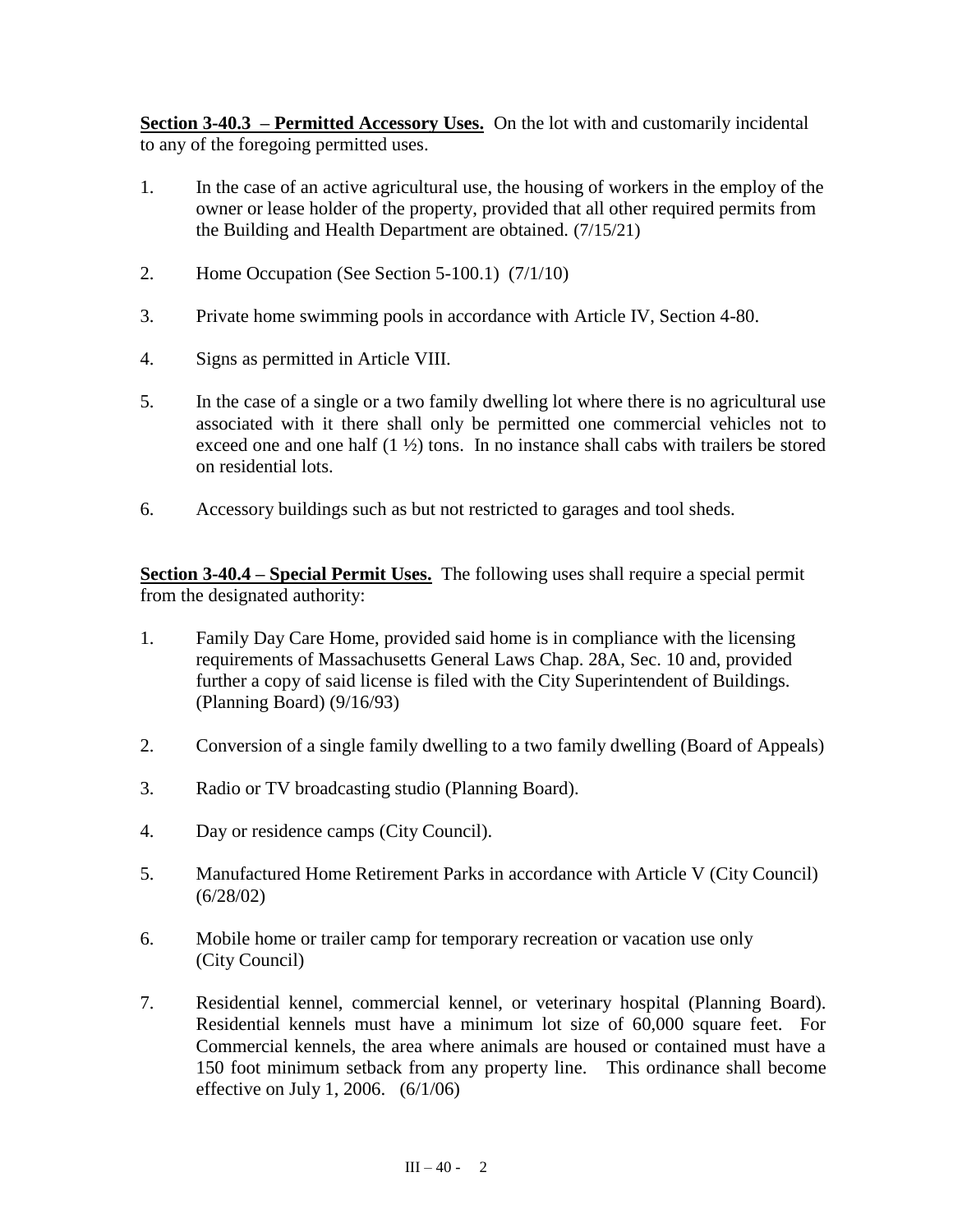**Section 3-40.3 – Permitted Accessory Uses.** On the lot with and customarily incidental to any of the foregoing permitted uses.

1. In the case of an active agricultural use, the housing of workers in the employ of the owner or lease holder of the property, provided that all other required permits from the Building and Health Department are obtained. (7/15/21)

2. Home Occupation (See Section 5-100.1) (7/1/10)

3. Private home swimming pools in accordance with Article IV, Section 4-80.

4. Signs as permitted in Article VIII.

5. In the case of a single or a two family dwelling lot where there is no agricultural use associated with it there shall only be permitted one commercial vehicles not to exceed one and one half (1 ½) tons. In no instance shall cabs with trailers be stored on residential lots.

6. Accessory buildings such as but not restricted to garages and tool sheds.

**Section 3-40.4 – Special Permit Uses.** The following uses shall require a special permit from the designated authority:

1. Family Day Care Home, provided said home is in compliance with the licensing requirements of Massachusetts General Laws Chap. 28A, Sec. 10 and, provided further a copy of said license is filed with the City Superintendent of Buildings. (Planning Board) (9/16/93)

2. Conversion of a single family dwelling to a two family dwelling (Board of Appeals)

3. Radio or TV broadcasting studio (Planning Board).

4. Day or residence camps (City Council).

5. Manufactured Home Retirement Parks in accordance with Article V (City Council) (6/28/02)

6. Mobile home or trailer camp for temporary recreation or vacation use only (City Council)

7. Residential kennel, commercial kennel, or veterinary hospital (Planning Board). Residential kennels must have a minimum lot size of 60,000 square feet. For Commercial kennels, the area where animals are housed or contained must have a 150 foot minimum setback from any property line. This ordinance shall become effective on July 1, 2006. (6/1/06)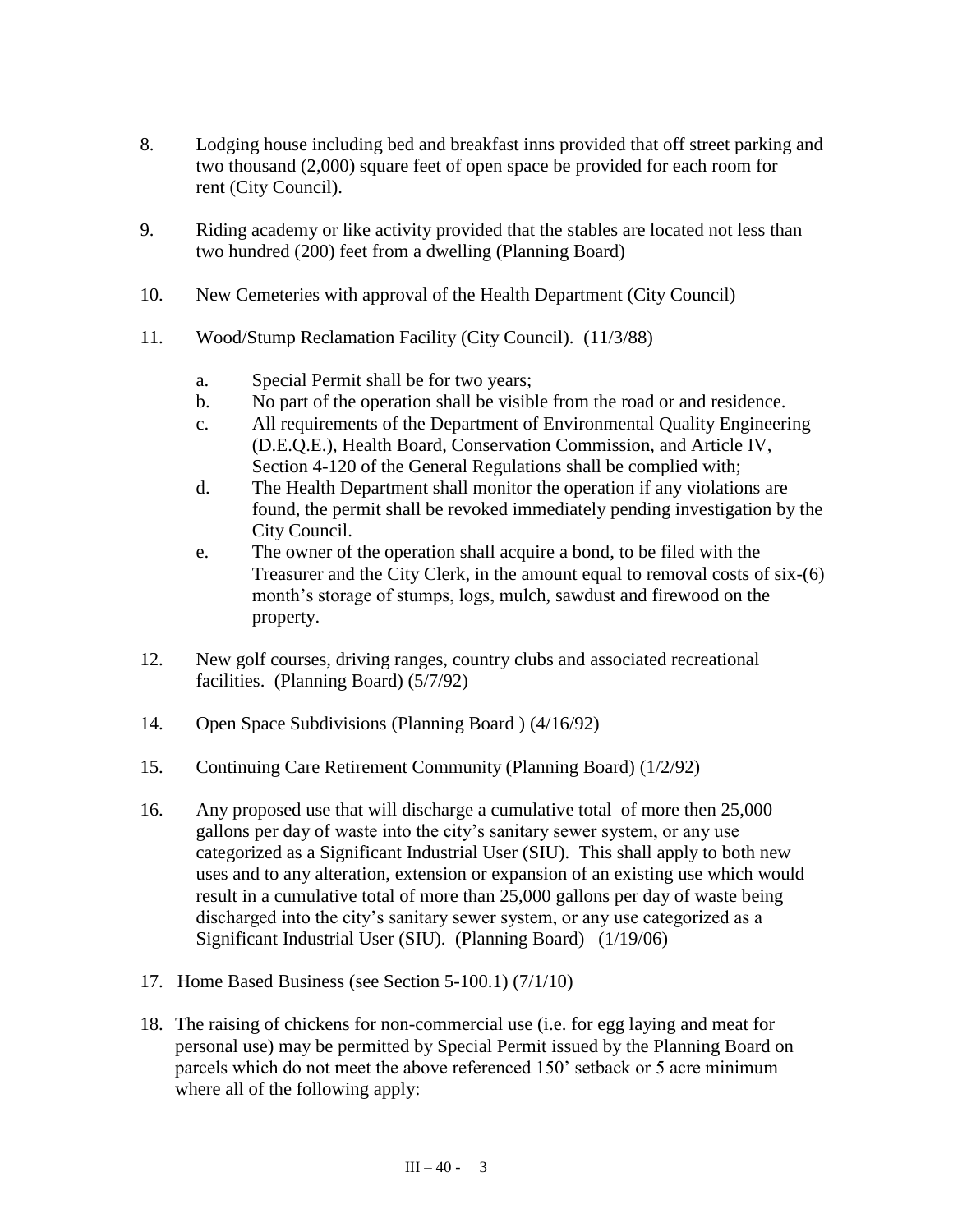8. Lodging house including bed and breakfast inns provided that off street parking and two thousand (2,000) square feet of open space be provided for each room for rent (City Council).

9. Riding academy or like activity provided that the stables are located not less than two hundred (200) feet from a dwelling (Planning Board)

10. New Cemeteries with approval of the Health Department (City Council)

11. Wood/Stump Reclamation Facility (City Council). (11/3/88)

    a. Special Permit shall be for two years;
    b. No part of the operation shall be visible from the road or and residence.
    c. All requirements of the Department of Environmental Quality Engineering (D.E.Q.E.), Health Board, Conservation Commission, and Article IV, Section 4-120 of the General Regulations shall be complied with;
    d. The Health Department shall monitor the operation if any violations are found, the permit shall be revoked immediately pending investigation by the City Council.
    e. The owner of the operation shall acquire a bond, to be filed with the Treasurer and the City Clerk, in the amount equal to removal costs of six-(6) month's storage of stumps, logs, mulch, sawdust and firewood on the property.

12. New golf courses, driving ranges, country clubs and associated recreational facilities. (Planning Board) (5/7/92)

14. Open Space Subdivisions (Planning Board ) (4/16/92)

15. Continuing Care Retirement Community (Planning Board) (1/2/92)

16. Any proposed use that will discharge a cumulative total of more then 25,000 gallons per day of waste into the city's sanitary sewer system, or any use categorized as a Significant Industrial User (SIU). This shall apply to both new uses and to any alteration, extension or expansion of an existing use which would result in a cumulative total of more than 25,000 gallons per day of waste being discharged into the city's sanitary sewer system, or any use categorized as a Significant Industrial User (SIU). (Planning Board) (1/19/06)

17. Home Based Business (see Section 5-100.1) (7/1/10)

18. The raising of chickens for non-commercial use (i.e. for egg laying and meat for personal use) may be permitted by Special Permit issued by the Planning Board on parcels which do not meet the above referenced 150' setback or 5 acre minimum where all of the following apply: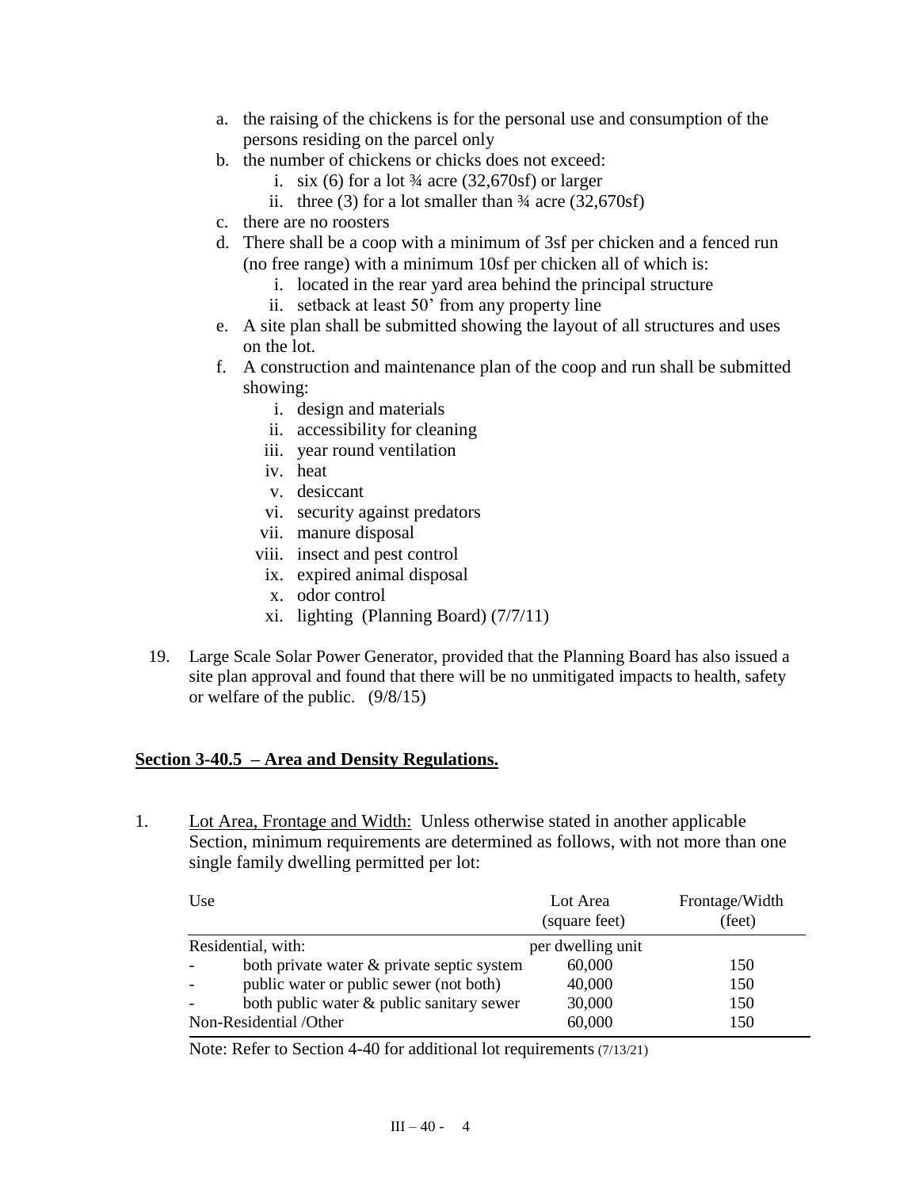a. the raising of the chickens is for the personal use and consumption of the persons residing on the parcel only
b. the number of chickens or chicks does not exceed:
    i. six (6) for a lot ¾ acre (32,670sf) or larger
    ii. three (3) for a lot smaller than ¾ acre (32,670sf)
c. there are no roosters
d. There shall be a coop with a minimum of 3sf per chicken and a fenced run (no free range) with a minimum 10sf per chicken all of which is:
    i. located in the rear yard area behind the principal structure
    ii. setback at least 50' from any property line
e. A site plan shall be submitted showing the layout of all structures and uses on the lot.
f. A construction and maintenance plan of the coop and run shall be submitted showing:
    i. design and materials
    ii. accessibility for cleaning
    iii. year round ventilation
    iv. heat
    v. desiccant
    vi. security against predators
    vii. manure disposal
    viii. insect and pest control
    ix. expired animal disposal
    x. odor control
    xi. lighting (Planning Board) (7/7/11)

19. Large Scale Solar Power Generator, provided that the Planning Board has also issued a site plan approval and found that there will be no unmitigated impacts to health, safety or welfare of the public. (9/8/15)

## Section 3-40.5 – Area and Density Regulations.

1. Lot Area, Frontage and Width: Unless otherwise stated in another applicable Section, minimum requirements are determined as follows, with not more than one single family dwelling permitted per lot:

| Use | Lot Area (square feet) | Frontage/Width (feet) |
|---|---|---|
| Residential, with: | per dwelling unit | |
| - both private water & private septic system | 60,000 | 150 |
| - public water or public sewer (not both) | 40,000 | 150 |
| - both public water & public sanitary sewer | 30,000 | 150 |
| Non-Residential /Other | 60,000 | 150 |

Note: Refer to Section 4-40 for additional lot requirements (7/13/21)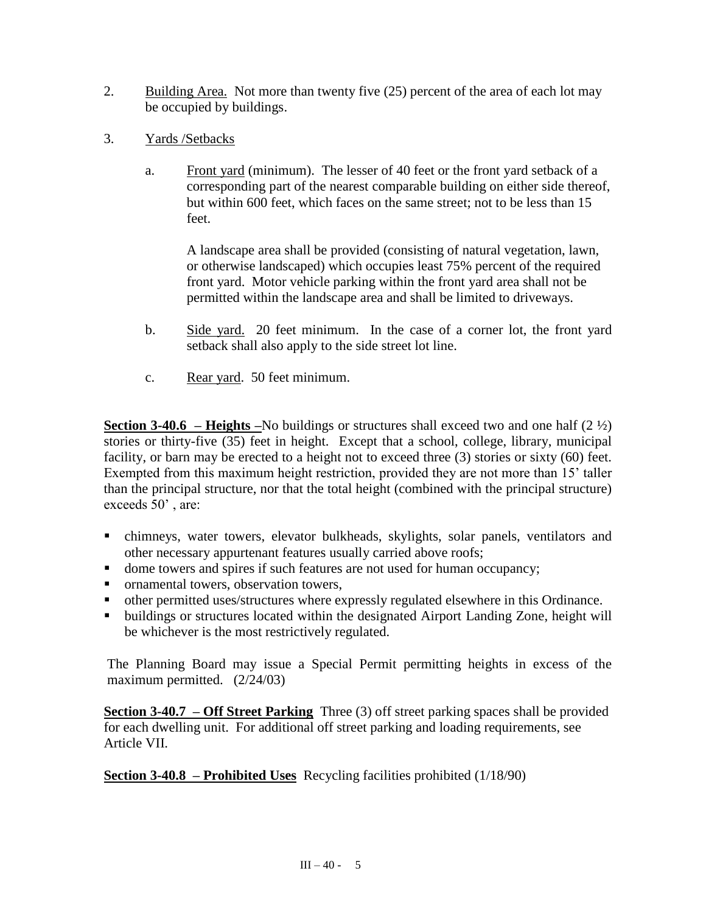2. Underlined "Building Area." Not more than twenty five (25) percent of the area of each lot may be occupied by buildings.

3. Yards /Setbacks

   a. Front yard (minimum). The lesser of 40 feet or the front yard setback of a corresponding part of the nearest comparable building on either side thereof, but within 600 feet, which faces on the same street; not to be less than 15 feet.

      A landscape area shall be provided (consisting of natural vegetation, lawn, or otherwise landscaped) which occupies least 75% percent of the required front yard. Motor vehicle parking within the front yard area shall not be permitted within the landscape area and shall be limited to driveways.

   b. Side yard. 20 feet minimum. In the case of a corner lot, the front yard setback shall also apply to the side street lot line.

   c. Rear yard. 50 feet minimum.

**Section 3-40.6 – Heights –** No buildings or structures shall exceed two and one half (2 ½) stories or thirty-five (35) feet in height. Except that a school, college, library, municipal facility, or barn may be erected to a height not to exceed three (3) stories or sixty (60) feet. Exempted from this maximum height restriction, provided they are not more than 15' taller than the principal structure, nor that the total height (combined with the principal structure) exceeds 50' , are:

- chimneys, water towers, elevator bulkheads, skylights, solar panels, ventilators and other necessary appurtenant features usually carried above roofs;
- dome towers and spires if such features are not used for human occupancy;
- ornamental towers, observation towers,
- other permitted uses/structures where expressly regulated elsewhere in this Ordinance.
- buildings or structures located within the designated Airport Landing Zone, height will be whichever is the most restrictively regulated.

The Planning Board may issue a Special Permit permitting heights in excess of the maximum permitted. (2/24/03)

**Section 3-40.7 – Off Street Parking** Three (3) off street parking spaces shall be provided for each dwelling unit. For additional off street parking and loading requirements, see Article VII.

**Section 3-40.8 – Prohibited Uses** Recycling facilities prohibited (1/18/90)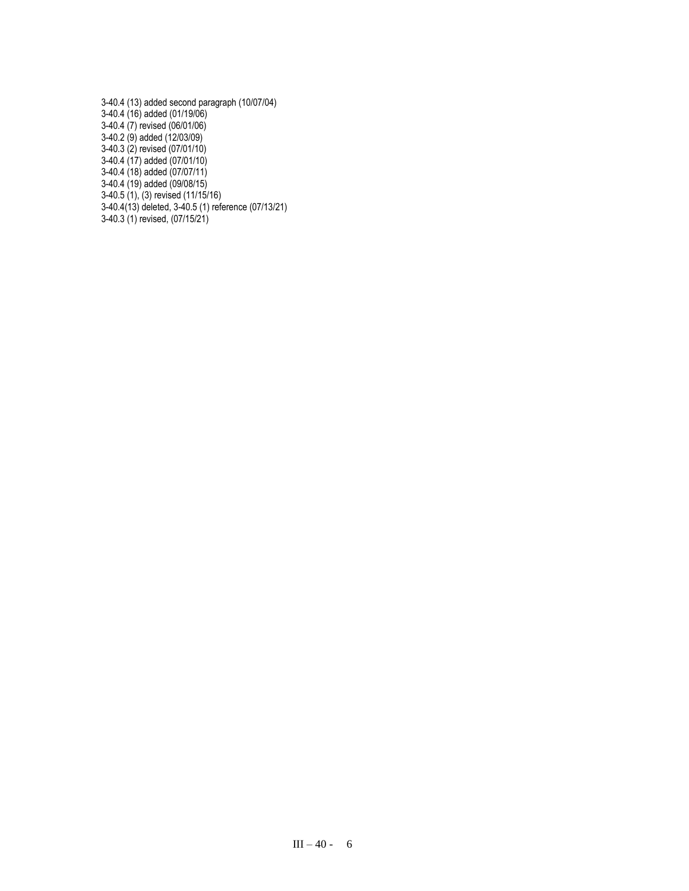3-40.4 (13) added second paragraph (10/07/04)
3-40.4 (16) added (01/19/06)
3-40.4 (7) revised (06/01/06)
3-40.2 (9) added (12/03/09)
3-40.3 (2) revised (07/01/10)
3-40.4 (17) added (07/01/10)
3-40.4 (18) added (07/07/11)
3-40.4 (19) added (09/08/15)
3-40.5 (1), (3) revised (11/15/16)
3-40.4(13) deleted, 3-40.5 (1) reference (07/13/21)
3-40.3 (1) revised, (07/15/21)